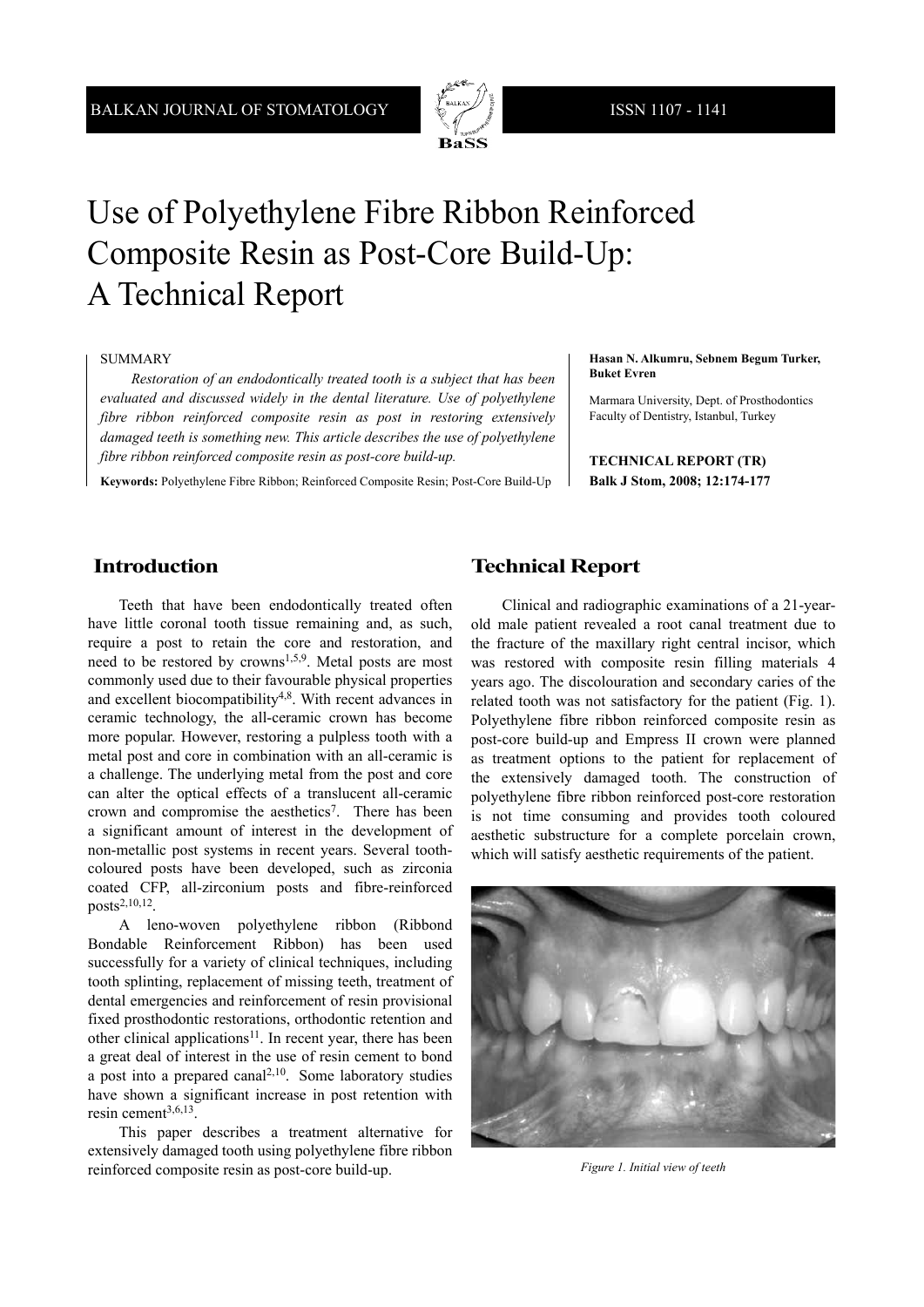# Use of Polyethylene Fibre Ribbon Reinforced Composite Resin as Post-Core Build-Up: A Technical Report

**Hasan N. Alkumru, Sebnem Begum Turker, Buket Evren**

Marmara University, Dept. of Prosthodontics
Faculty of Dentistry, Istanbul, Turkey

**TECHNICAL REPORT (TR)**
**Balk J Stom, 2008; 12:174-177**

SUMMARY

*Restoration of an endodontically treated tooth is a subject that has been evaluated and discussed widely in the dental literature. Use of polyethylene fibre ribbon reinforced composite resin as post in restoring extensively damaged teeth is something new. This article describes the use of polyethylene fibre ribbon reinforced composite resin as post-core build-up.*

**Keywords:** Polyethylene Fibre Ribbon; Reinforced Composite Resin; Post-Core Build-Up

## Introduction

Teeth that have been endodontically treated often have little coronal tooth tissue remaining and, as such, require a post to retain the core and restoration, and need to be restored by crowns[1,5,9]. Metal posts are most commonly used due to their favourable physical properties and excellent biocompatibility[4,8]. With recent advances in ceramic technology, the all-ceramic crown has become more popular. However, restoring a pulpless tooth with a metal post and core in combination with an all-ceramic is a challenge. The underlying metal from the post and core can alter the optical effects of a translucent all-ceramic crown and compromise the aesthetics[7]. There has been a significant amount of interest in the development of non-metallic post systems in recent years. Several tooth-coloured posts have been developed, such as zirconia coated CFP, all-zirconium posts and fibre-reinforced posts[2,10,12].

A leno-woven polyethylene ribbon (Ribbond Bondable Reinforcement Ribbon) has been used successfully for a variety of clinical techniques, including tooth splinting, replacement of missing teeth, treatment of dental emergencies and reinforcement of resin provisional fixed prosthodontic restorations, orthodontic retention and other clinical applications[11]. In recent year, there has been a great deal of interest in the use of resin cement to bond a post into a prepared canal[2,10]. Some laboratory studies have shown a significant increase in post retention with resin cement[3,6,13].

This paper describes a treatment alternative for extensively damaged tooth using polyethylene fibre ribbon reinforced composite resin as post-core build-up.

## Technical Report

Clinical and radiographic examinations of a 21-year-old male patient revealed a root canal treatment due to the fracture of the maxillary right central incisor, which was restored with composite resin filling materials 4 years ago. The discolouration and secondary caries of the related tooth was not satisfactory for the patient (Fig. 1). Polyethylene fibre ribbon reinforced composite resin as post-core build-up and Empress II crown were planned as treatment options to the patient for replacement of the extensively damaged tooth. The construction of polyethylene fibre ribbon reinforced post-core restoration is not time consuming and provides tooth coloured aesthetic substructure for a complete porcelain crown, which will satisfy aesthetic requirements of the patient.

*Figure 1. Initial view of teeth*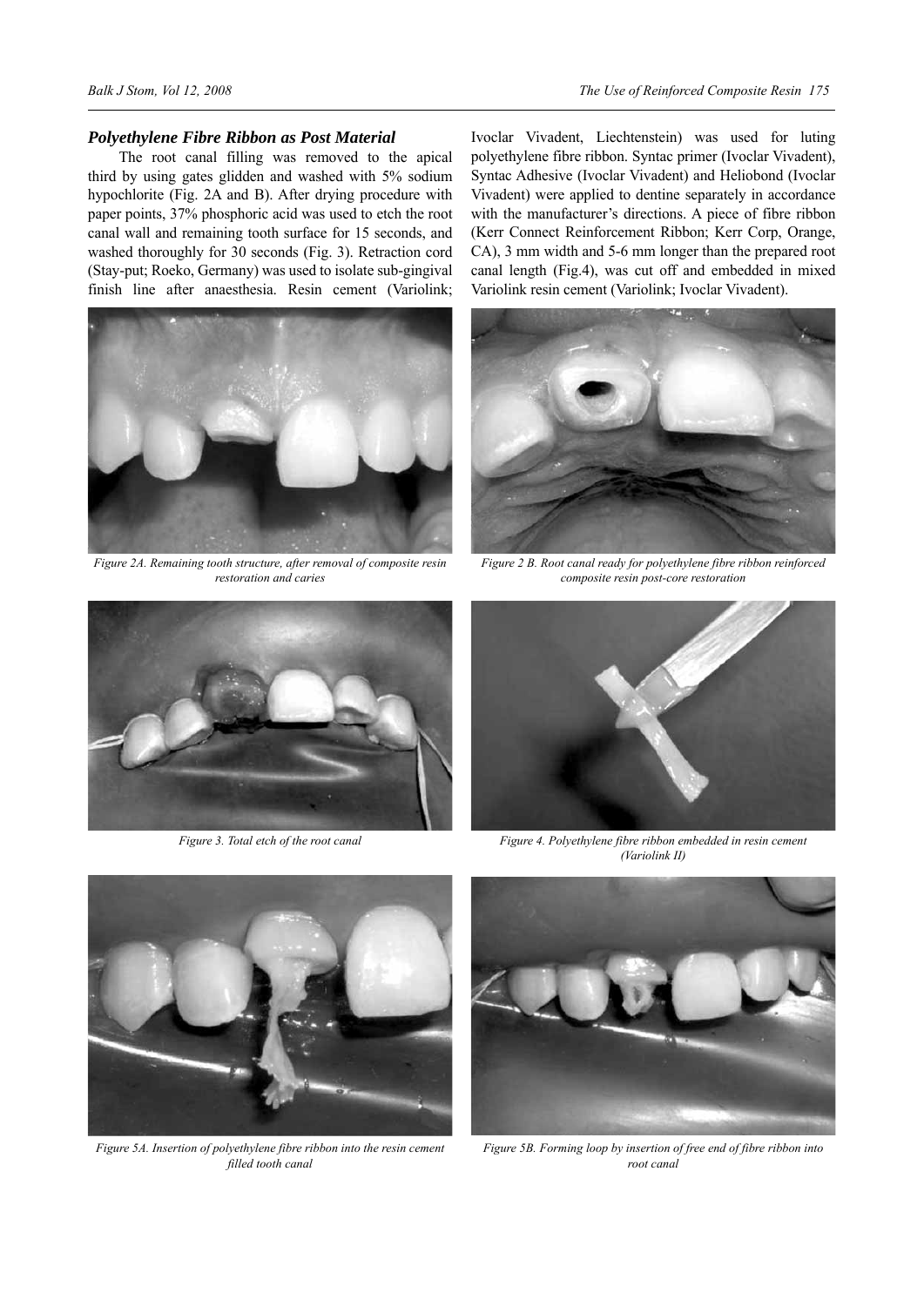### *Polyethylene Fibre Ribbon as Post Material*

The root canal filling was removed to the apical third by using gates glidden and washed with 5% sodium hypochlorite (Fig. 2A and B). After drying procedure with paper points, 37% phosphoric acid was used to etch the root canal wall and remaining tooth surface for 15 seconds, and washed thoroughly for 30 seconds (Fig. 3). Retraction cord (Stay-put; Roeko, Germany) was used to isolate sub-gingival finish line after anaesthesia. Resin cement (Variolink; Ivoclar Vivadent, Liechtenstein) was used for luting polyethylene fibre ribbon. Syntac primer (Ivoclar Vivadent), Syntac Adhesive (Ivoclar Vivadent) and Heliobond (Ivoclar Vivadent) were applied to dentine separately in accordance with the manufacturer's directions. A piece of fibre ribbon (Kerr Connect Reinforcement Ribbon; Kerr Corp, Orange, CA), 3 mm width and 5-6 mm longer than the prepared root canal length (Fig.4), was cut off and embedded in mixed Variolink resin cement (Variolink; Ivoclar Vivadent).

*Figure 2A. Remaining tooth structure, after removal of composite resin restoration and caries*

*Figure 2 B. Root canal ready for polyethylene fibre ribbon reinforced composite resin post-core restoration*

*Figure 3. Total etch of the root canal*

*Figure 4. Polyethylene fibre ribbon embedded in resin cement (Variolink II)*

*Figure 5A. Insertion of polyethylene fibre ribbon into the resin cement filled tooth canal*

*Figure 5B. Forming loop by insertion of free end of fibre ribbon into root canal*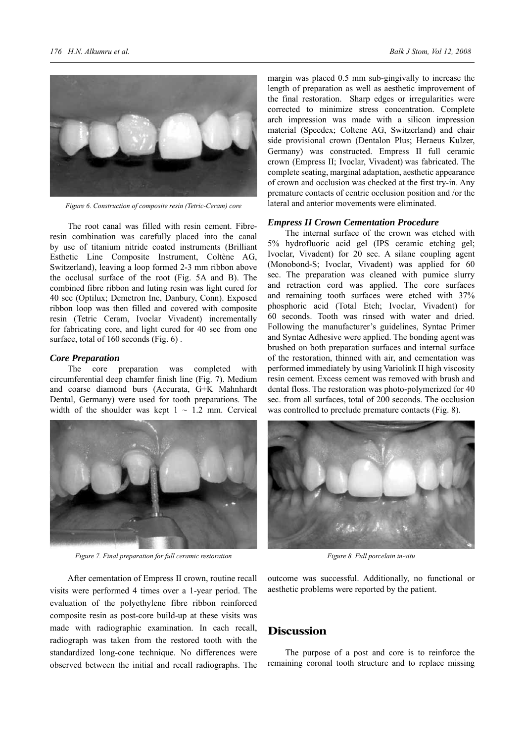Figure 6. Construction of composite resin (Tetric-Ceram) core

The root canal was filled with resin cement. Fibre-resin combination was carefully placed into the canal by use of titanium nitride coated instruments (Brilliant Esthetic Line Composite Instrument, Coltène AG, Switzerland), leaving a loop formed 2-3 mm ribbon above the occlusal surface of the root (Fig. 5A and B). The combined fibre ribbon and luting resin was light cured for 40 sec (Optilux; Demetron Inc, Danbury, Conn). Exposed ribbon loop was then filled and covered with composite resin (Tetric Ceram, Ivoclar Vivadent) incrementally for fabricating core, and light cured for 40 sec from one surface, total of 160 seconds (Fig. 6) .

### *Core Preparation*

The core preparation was completed with circumferential deep chamfer finish line (Fig. 7). Medium and coarse diamond burs (Accurata, G+K Mahnhardt Dental, Germany) were used for tooth preparations. The width of the shoulder was kept 1 ~ 1.2 mm. Cervical margin was placed 0.5 mm sub-gingivally to increase the length of preparation as well as aesthetic improvement of the final restoration. Sharp edges or irregularities were corrected to minimize stress concentration. Complete arch impression was made with a silicon impression material (Speedex; Coltene AG, Switzerland) and chair side provisional crown (Dentalon Plus; Heraeus Kulzer, Germany) was constructed. Empress II full ceramic crown (Empress II; Ivoclar, Vivadent) was fabricated. The complete seating, marginal adaptation, aesthetic appearance of crown and occlusion was checked at the first try-in. Any premature contacts of centric occlusion position and /or the lateral and anterior movements were eliminated.

### *Empress II Crown Cementation Procedure*

The internal surface of the crown was etched with 5% hydrofluoric acid gel (IPS ceramic etching gel; Ivoclar, Vivadent) for 20 sec. A silane coupling agent (Monobond-S; Ivoclar, Vivadent) was applied for 60 sec. The preparation was cleaned with pumice slurry and retraction cord was applied. The core surfaces and remaining tooth surfaces were etched with 37% phosphoric acid (Total Etch; Ivoclar, Vivadent) for 60 seconds. Tooth was rinsed with water and dried. Following the manufacturer's guidelines, Syntac Primer and Syntac Adhesive were applied. The bonding agent was brushed on both preparation surfaces and internal surface of the restoration, thinned with air, and cementation was performed immediately by using Variolink II high viscosity resin cement. Excess cement was removed with brush and dental floss. The restoration was photo-polymerized for 40 sec. from all surfaces, total of 200 seconds. The occlusion was controlled to preclude premature contacts (Fig. 8).

Figure 7. Final preparation for full ceramic restoration

Figure 8. Full porcelain in-situ

After cementation of Empress II crown, routine recall visits were performed 4 times over a 1-year period. The evaluation of the polyethylene fibre ribbon reinforced composite resin as post-core build-up at these visits was made with radiographic examination. In each recall, radiograph was taken from the restored tooth with the standardized long-cone technique. No differences were observed between the initial and recall radiographs. The outcome was successful. Additionally, no functional or aesthetic problems were reported by the patient.

## Discussion

The purpose of a post and core is to reinforce the remaining coronal tooth structure and to replace missing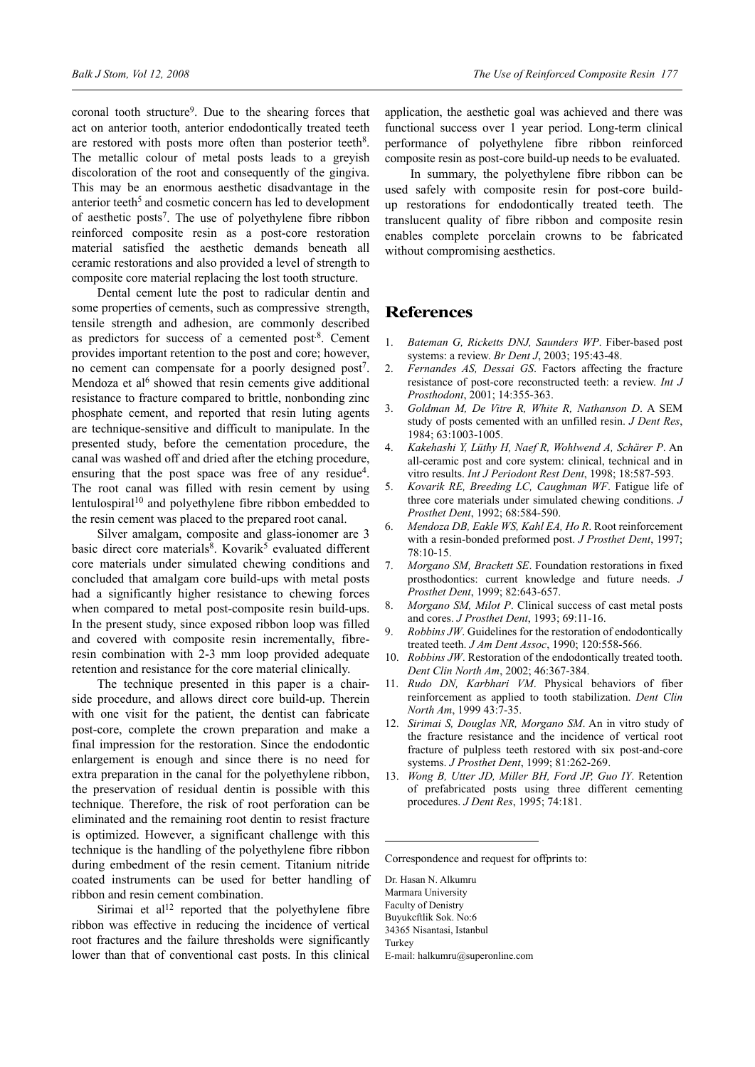coronal tooth structure[9]. Due to the shearing forces that act on anterior tooth, anterior endodontically treated teeth are restored with posts more often than posterior teeth[8]. The metallic colour of metal posts leads to a greyish discoloration of the root and consequently of the gingiva. This may be an enormous aesthetic disadvantage in the anterior teeth[5] and cosmetic concern has led to development of aesthetic posts[7]. The use of polyethylene fibre ribbon reinforced composite resin as a post-core restoration material satisfied the aesthetic demands beneath all ceramic restorations and also provided a level of strength to composite core material replacing the lost tooth structure.

Dental cement lute the post to radicular dentin and some properties of cements, such as compressive strength, tensile strength and adhesion, are commonly described as predictors for success of a cemented post[.8]. Cement provides important retention to the post and core; however, no cement can compensate for a poorly designed post[7]. Mendoza et al[6] showed that resin cements give additional resistance to fracture compared to brittle, nonbonding zinc phosphate cement, and reported that resin luting agents are technique-sensitive and difficult to manipulate. In the presented study, before the cementation procedure, the canal was washed off and dried after the etching procedure, ensuring that the post space was free of any residue[4]. The root canal was filled with resin cement by using lentulospiral[10] and polyethylene fibre ribbon embedded to the resin cement was placed to the prepared root canal.

Silver amalgam, composite and glass-ionomer are 3 basic direct core materials[8]. Kovarik[5] evaluated different core materials under simulated chewing conditions and concluded that amalgam core build-ups with metal posts had a significantly higher resistance to chewing forces when compared to metal post-composite resin build-ups. In the present study, since exposed ribbon loop was filled and covered with composite resin incrementally, fibre-resin combination with 2-3 mm loop provided adequate retention and resistance for the core material clinically.

The technique presented in this paper is a chair-side procedure, and allows direct core build-up. Therein with one visit for the patient, the dentist can fabricate post-core, complete the crown preparation and make a final impression for the restoration. Since the endodontic enlargement is enough and since there is no need for extra preparation in the canal for the polyethylene ribbon, the preservation of residual dentin is possible with this technique. Therefore, the risk of root perforation can be eliminated and the remaining root dentin to resist fracture is optimized. However, a significant challenge with this technique is the handling of the polyethylene fibre ribbon during embedment of the resin cement. Titanium nitride coated instruments can be used for better handling of ribbon and resin cement combination.

Sirimai et al[12] reported that the polyethylene fibre ribbon was effective in reducing the incidence of vertical root fractures and the failure thresholds were significantly lower than that of conventional cast posts. In this clinical application, the aesthetic goal was achieved and there was functional success over 1 year period. Long-term clinical performance of polyethylene fibre ribbon reinforced composite resin as post-core build-up needs to be evaluated.

In summary, the polyethylene fibre ribbon can be used safely with composite resin for post-core build-up restorations for endodontically treated teeth. The translucent quality of fibre ribbon and composite resin enables complete porcelain crowns to be fabricated without compromising aesthetics.

## References

1. *Bateman G, Ricketts DNJ, Saunders WP*. Fiber-based post systems: a review. *Br Dent J*, 2003; 195:43-48.
2. *Fernandes AS, Dessai GS*. Factors affecting the fracture resistance of post-core reconstructed teeth: a review. *Int J Prosthodont*, 2001; 14:355-363.
3. *Goldman M, De Vitre R, White R, Nathanson D*. A SEM study of posts cemented with an unfilled resin. *J Dent Res*, 1984; 63:1003-1005.
4. *Kakehashi Y, Lüthy H, Naef R, Wohlwend A, Schärer P*. An all-ceramic post and core system: clinical, technical and in vitro results. *Int J Periodont Rest Dent*, 1998; 18:587-593.
5. *Kovarik RE, Breeding LC, Caughman WF*. Fatigue life of three core materials under simulated chewing conditions. *J Prosthet Dent*, 1992; 68:584-590.
6. *Mendoza DB, Eakle WS, Kahl EA, Ho R*. Root reinforcement with a resin-bonded preformed post. *J Prosthet Dent*, 1997; 78:10-15.
7. *Morgano SM, Brackett SE*. Foundation restorations in fixed prosthodontics: current knowledge and future needs. *J Prosthet Dent*, 1999; 82:643-657.
8. *Morgano SM, Milot P*. Clinical success of cast metal posts and cores. *J Prosthet Dent*, 1993; 69:11-16.
9. *Robbins JW*. Guidelines for the restoration of endodontically treated teeth. *J Am Dent Assoc*, 1990; 120:558-566.
10. *Robbins JW*. Restoration of the endodontically treated tooth. *Dent Clin North Am*, 2002; 46:367-384.
11. *Rudo DN, Karbhari VM*. Physical behaviors of fiber reinforcement as applied to tooth stabilization. *Dent Clin North Am*, 1999 43:7-35.
12. *Sirimai S, Douglas NR, Morgano SM*. An in vitro study of the fracture resistance and the incidence of vertical root fracture of pulpless teeth restored with six post-and-core systems. *J Prosthet Dent*, 1999; 81:262-269.
13. *Wong B, Utter JD, Miller BH, Ford JP, Guo IY*. Retention of prefabricated posts using three different cementing procedures. *J Dent Res*, 1995; 74:181.

---

Correspondence and request for offprints to:

Dr. Hasan N. Alkumru
Marmara University
Faculty of Denistry
Buyukcftlik Sok. No:6
34365 Nisantasi, Istanbul
Turkey
E-mail: halkumru@superonline.com